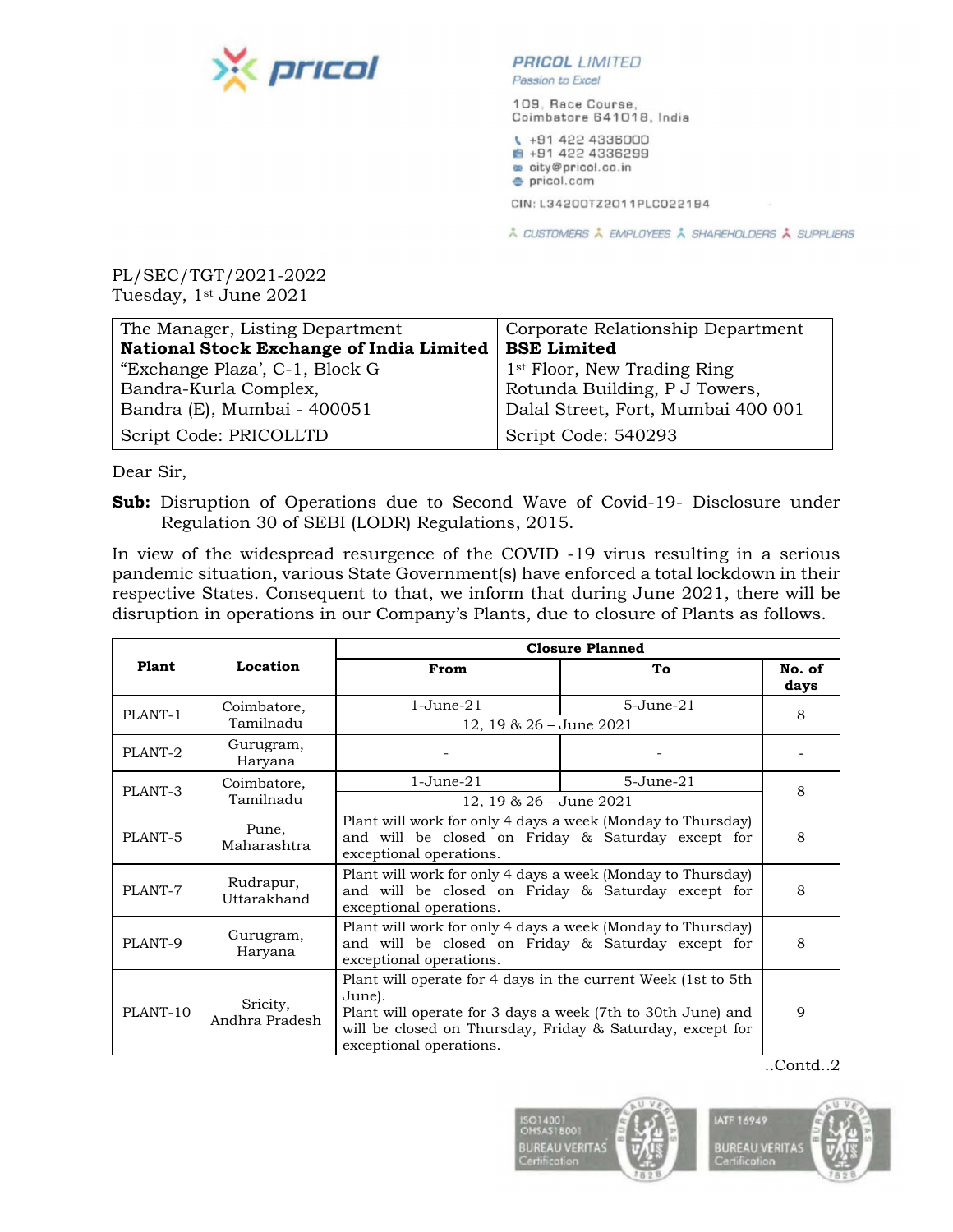**PRICOL LIMITED**
*Passion to Excel*

109, Race Course,
Coimbatore 641018, India

+91 422 4336000
+91 422 4336299
city@pricol.co.in
pricol.com

CIN: L34200TZ2011PLC022194

CUSTOMERS EMPLOYEES SHAREHOLDERS SUPPLIERS

PL/SEC/TGT/2021-2022
Tuesday, 1st June 2021

| The Manager, Listing Department<br>**National Stock Exchange of India Limited**<br>"Exchange Plaza', C-1, Block G<br>Bandra-Kurla Complex,<br>Bandra (E), Mumbai - 400051 | Corporate Relationship Department<br>**BSE Limited**<br>1st Floor, New Trading Ring<br>Rotunda Building, P J Towers,<br>Dalal Street, Fort, Mumbai 400 001 |
|---|---|
| Script Code: PRICOLLTD | Script Code: 540293 |

Dear Sir,

**Sub:** Disruption of Operations due to Second Wave of Covid-19- Disclosure under Regulation 30 of SEBI (LODR) Regulations, 2015.

In view of the widespread resurgence of the COVID -19 virus resulting in a serious pandemic situation, various State Government(s) have enforced a total lockdown in their respective States. Consequent to that, we inform that during June 2021, there will be disruption in operations in our Company's Plants, due to closure of Plants as follows.

| Plant | Location | Closure Planned | | |
|---|---|---|---|---|
| | | **From** | **To** | **No. of days** |
| PLANT-1 | Coimbatore, Tamilnadu | 1-June-21 | 5-June-21 | 8 |
| | | 12, 19 & 26 – June 2021 | | |
| PLANT-2 | Gurugram, Haryana | - | - | - |
| PLANT-3 | Coimbatore, Tamilnadu | 1-June-21 | 5-June-21 | 8 |
| | | 12, 19 & 26 – June 2021 | | |
| PLANT-5 | Pune, Maharashtra | Plant will work for only 4 days a week (Monday to Thursday) and will be closed on Friday & Saturday except for exceptional operations. | | 8 |
| PLANT-7 | Rudrapur, Uttarakhand | Plant will work for only 4 days a week (Monday to Thursday) and will be closed on Friday & Saturday except for exceptional operations. | | 8 |
| PLANT-9 | Gurugram, Haryana | Plant will work for only 4 days a week (Monday to Thursday) and will be closed on Friday & Saturday except for exceptional operations. | | 8 |
| PLANT-10 | Sricity, Andhra Pradesh | Plant will operate for 4 days in the current Week (1st to 5th June).<br>Plant will operate for 3 days a week (7th to 30th June) and will be closed on Thursday, Friday & Saturday, except for exceptional operations. | | 9 |

..Contd..2

ISO14001 OHSAS18001 BUREAU VERITAS Certification — IATF 16949 BUREAU VERITAS Certification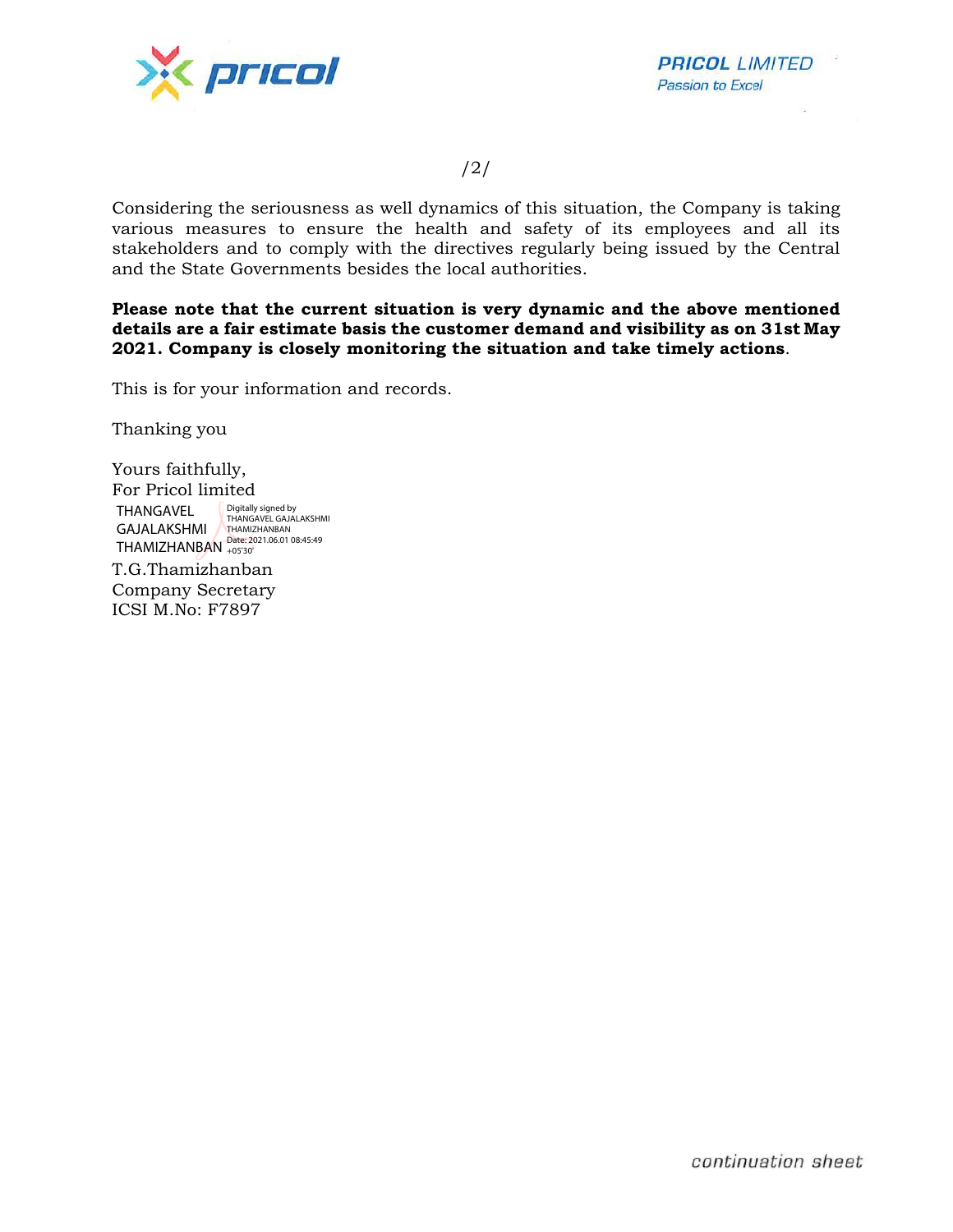/2/

Considering the seriousness as well dynamics of this situation, the Company is taking various measures to ensure the health and safety of its employees and all its stakeholders and to comply with the directives regularly being issued by the Central and the State Governments besides the local authorities.

**Please note that the current situation is very dynamic and the above mentioned details are a fair estimate basis the customer demand and visibility as on 31st May 2021. Company is closely monitoring the situation and take timely actions**.

This is for your information and records.

Thanking you

Yours faithfully,
For Pricol limited

THANGAVEL GAJALAKSHMI THAMIZHANBAN
Digitally signed by THANGAVEL GAJALAKSHMI THAMIZHANBAN
Date: 2021.06.01 08:45:49 +05'30'

T.G.Thamizhanban
Company Secretary
ICSI M.No: F7897